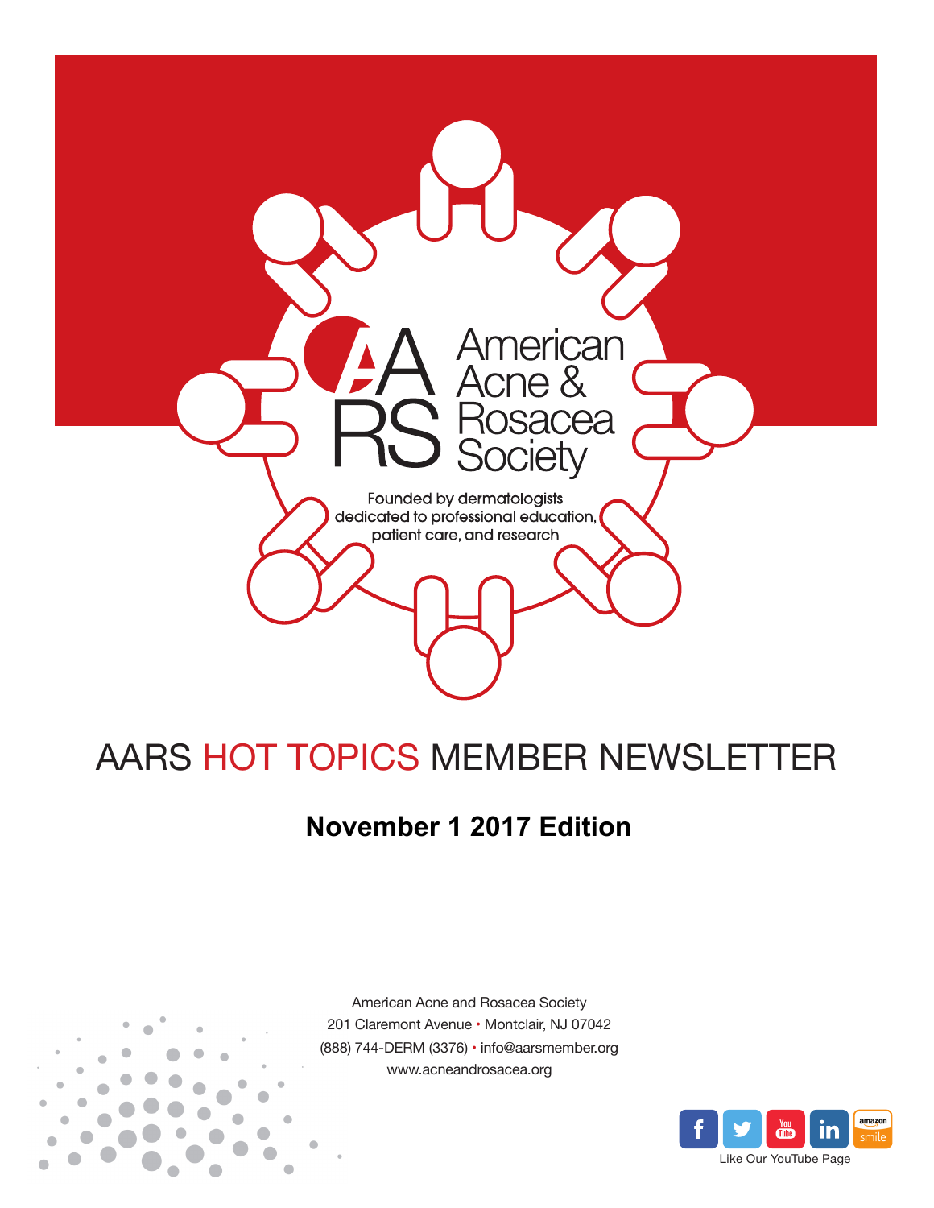American Acne & Rosacea Society

Founded by dermatologists dedicated to professional education, patient care, and research

# AARS HOT TOPICS MEMBER NEWSLETTER

## November 1 2017 Edition

American Acne and Rosacea Society
201 Claremont Avenue • Montclair, NJ 07042
(888) 744-DERM (3376) • info@aarsmember.org
www.acneandrosacea.org

Like Our YouTube Page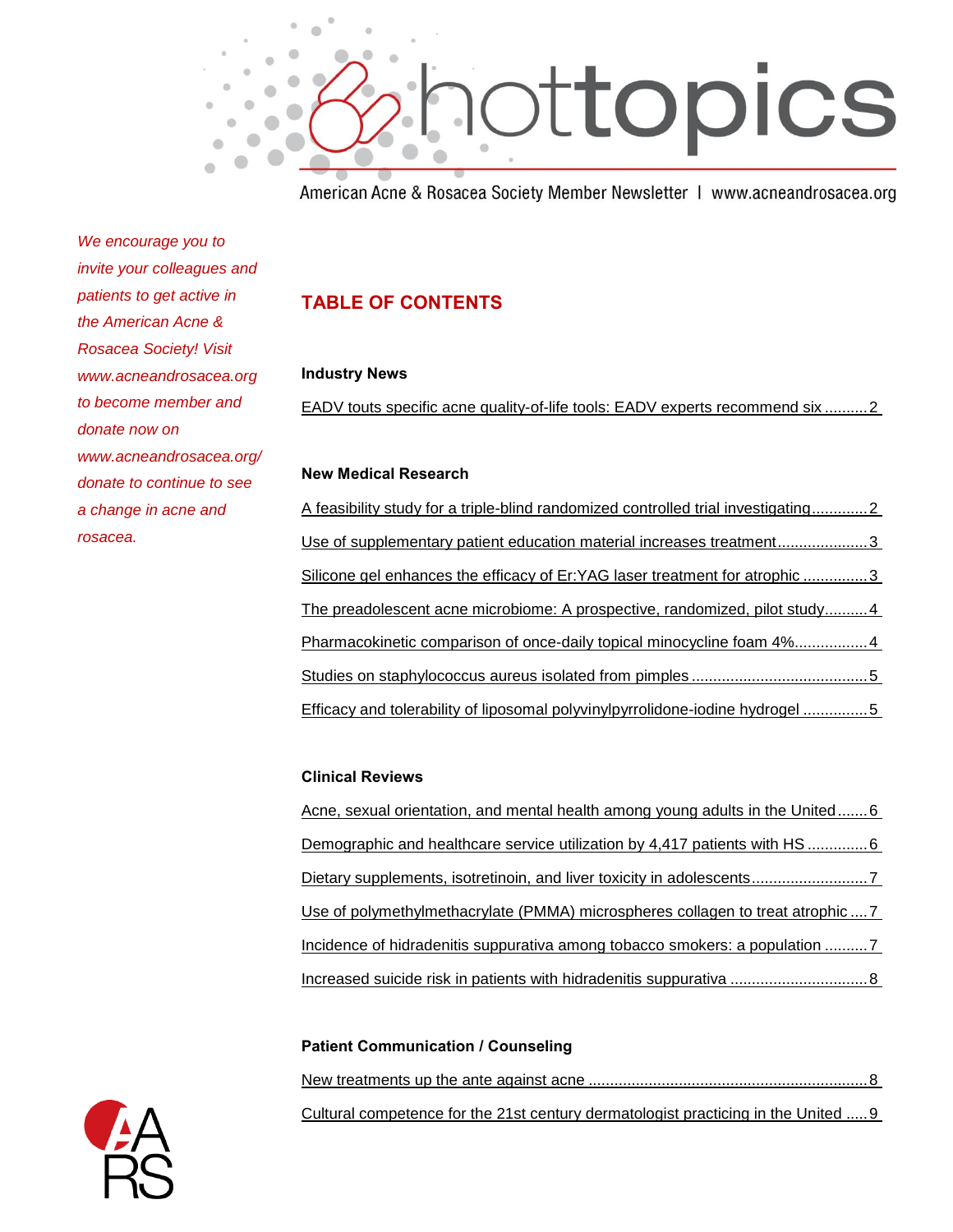# hottopics

American Acne & Rosacea Society Member Newsletter | www.acneandrosacea.org

*We encourage you to invite your colleagues and patients to get active in the American Acne & Rosacea Society! Visit www.acneandrosacea.org to become member and donate now on www.acneandrosacea.org/donate to continue to see a change in acne and rosacea.*

## TABLE OF CONTENTS

### Industry News

EADV touts specific acne quality-of-life tools: EADV experts recommend six .......... 2

### New Medical Research

A feasibility study for a triple-blind randomized controlled trial investigating............. 2

Use of supplementary patient education material increases treatment..................... 3

Silicone gel enhances the efficacy of Er:YAG laser treatment for atrophic ............... 3

The preadolescent acne microbiome: A prospective, randomized, pilot study.......... 4

Pharmacokinetic comparison of once-daily topical minocycline foam 4%................. 4

Studies on staphylococcus aureus isolated from pimples ......................................... 5

Efficacy and tolerability of liposomal polyvinylpyrrolidone-iodine hydrogel ............... 5

### Clinical Reviews

Acne, sexual orientation, and mental health among young adults in the United ....... 6

Demographic and healthcare service utilization by 4,417 patients with HS .............. 6

Dietary supplements, isotretinoin, and liver toxicity in adolescents........................... 7

Use of polymethylmethacrylate (PMMA) microspheres collagen to treat atrophic .... 7

Incidence of hidradenitis suppurativa among tobacco smokers: a population .......... 7

Increased suicide risk in patients with hidradenitis suppurativa ................................ 8

### Patient Communication / Counseling

New treatments up the ante against acne ................................................................. 8

Cultural competence for the 21st century dermatologist practicing in the United ..... 9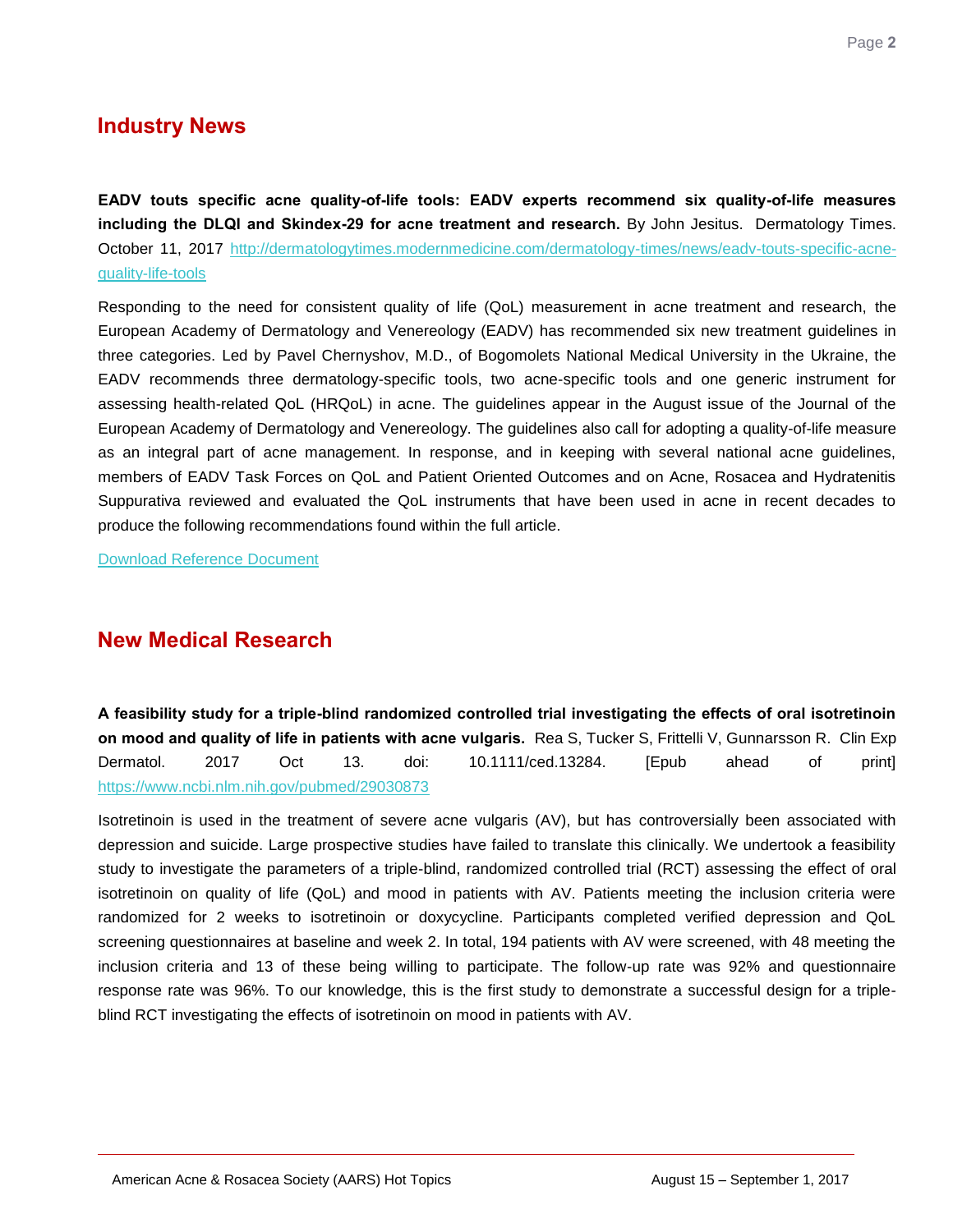## Industry News

**EADV touts specific acne quality-of-life tools: EADV experts recommend six quality-of-life measures including the DLQI and Skindex-29 for acne treatment and research.** By John Jesitus. Dermatology Times. October 11, 2017 http://dermatologytimes.modernmedicine.com/dermatology-times/news/eadv-touts-specific-acne-quality-life-tools

Responding to the need for consistent quality of life (QoL) measurement in acne treatment and research, the European Academy of Dermatology and Venereology (EADV) has recommended six new treatment guidelines in three categories. Led by Pavel Chernyshov, M.D., of Bogomolets National Medical University in the Ukraine, the EADV recommends three dermatology-specific tools, two acne-specific tools and one generic instrument for assessing health-related QoL (HRQoL) in acne. The guidelines appear in the August issue of the Journal of the European Academy of Dermatology and Venereology. The guidelines also call for adopting a quality-of-life measure as an integral part of acne management. In response, and in keeping with several national acne guidelines, members of EADV Task Forces on QoL and Patient Oriented Outcomes and on Acne, Rosacea and Hydratenitis Suppurativa reviewed and evaluated the QoL instruments that have been used in acne in recent decades to produce the following recommendations found within the full article.

Download Reference Document

## New Medical Research

**A feasibility study for a triple-blind randomized controlled trial investigating the effects of oral isotretinoin on mood and quality of life in patients with acne vulgaris.** Rea S, Tucker S, Frittelli V, Gunnarsson R. Clin Exp Dermatol. 2017 Oct 13. doi: 10.1111/ced.13284. [Epub ahead of print] https://www.ncbi.nlm.nih.gov/pubmed/29030873

Isotretinoin is used in the treatment of severe acne vulgaris (AV), but has controversially been associated with depression and suicide. Large prospective studies have failed to translate this clinically. We undertook a feasibility study to investigate the parameters of a triple-blind, randomized controlled trial (RCT) assessing the effect of oral isotretinoin on quality of life (QoL) and mood in patients with AV. Patients meeting the inclusion criteria were randomized for 2 weeks to isotretinoin or doxycycline. Participants completed verified depression and QoL screening questionnaires at baseline and week 2. In total, 194 patients with AV were screened, with 48 meeting the inclusion criteria and 13 of these being willing to participate. The follow-up rate was 92% and questionnaire response rate was 96%. To our knowledge, this is the first study to demonstrate a successful design for a triple-blind RCT investigating the effects of isotretinoin on mood in patients with AV.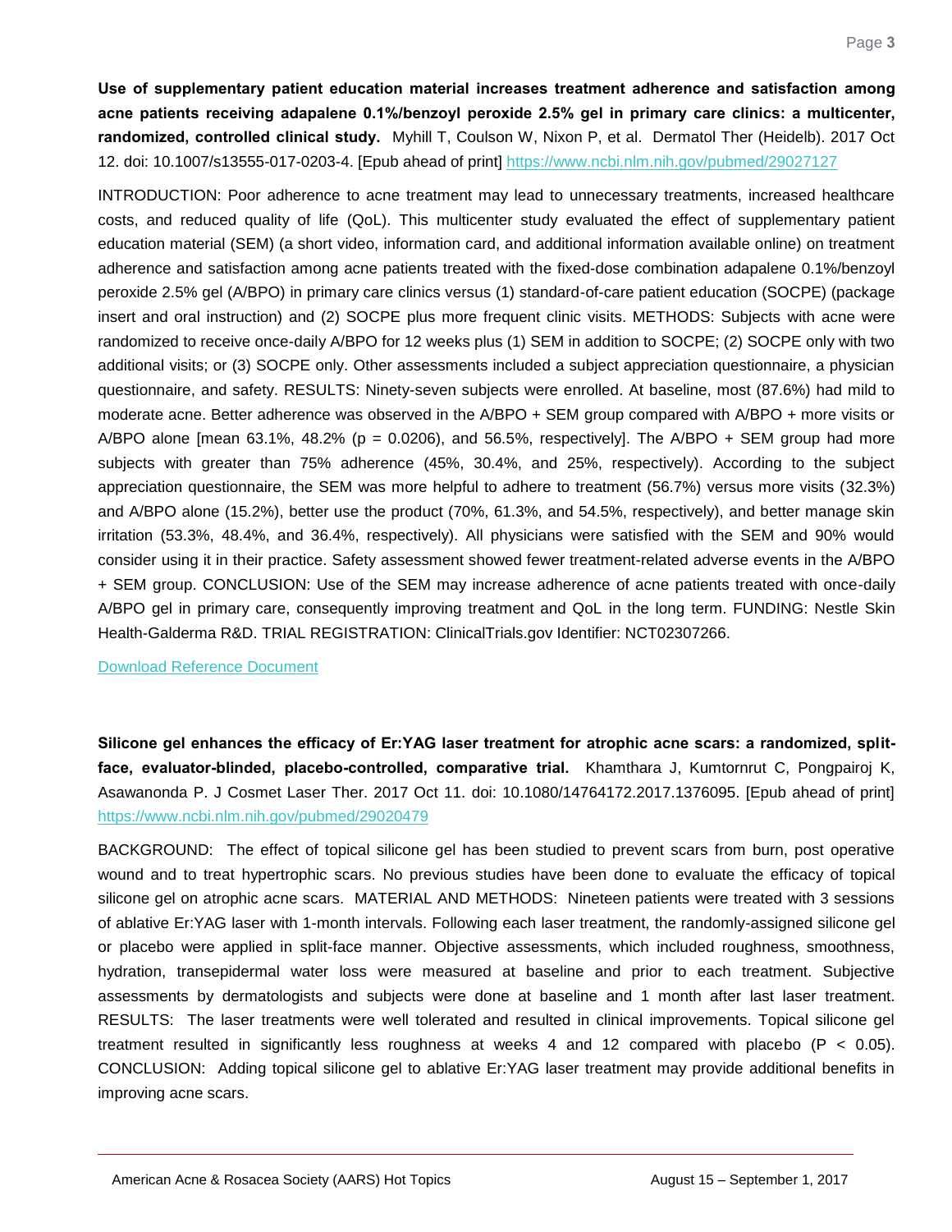**Use of supplementary patient education material increases treatment adherence and satisfaction among acne patients receiving adapalene 0.1%/benzoyl peroxide 2.5% gel in primary care clinics: a multicenter, randomized, controlled clinical study.** Myhill T, Coulson W, Nixon P, et al. Dermatol Ther (Heidelb). 2017 Oct 12. doi: 10.1007/s13555-017-0203-4. [Epub ahead of print] https://www.ncbi.nlm.nih.gov/pubmed/29027127

INTRODUCTION: Poor adherence to acne treatment may lead to unnecessary treatments, increased healthcare costs, and reduced quality of life (QoL). This multicenter study evaluated the effect of supplementary patient education material (SEM) (a short video, information card, and additional information available online) on treatment adherence and satisfaction among acne patients treated with the fixed-dose combination adapalene 0.1%/benzoyl peroxide 2.5% gel (A/BPO) in primary care clinics versus (1) standard-of-care patient education (SOCPE) (package insert and oral instruction) and (2) SOCPE plus more frequent clinic visits. METHODS: Subjects with acne were randomized to receive once-daily A/BPO for 12 weeks plus (1) SEM in addition to SOCPE; (2) SOCPE only with two additional visits; or (3) SOCPE only. Other assessments included a subject appreciation questionnaire, a physician questionnaire, and safety. RESULTS: Ninety-seven subjects were enrolled. At baseline, most (87.6%) had mild to moderate acne. Better adherence was observed in the A/BPO + SEM group compared with A/BPO + more visits or A/BPO alone [mean 63.1%, 48.2% ($p = 0.0206$), and 56.5%, respectively]. The A/BPO + SEM group had more subjects with greater than 75% adherence (45%, 30.4%, and 25%, respectively). According to the subject appreciation questionnaire, the SEM was more helpful to adhere to treatment (56.7%) versus more visits (32.3%) and A/BPO alone (15.2%), better use the product (70%, 61.3%, and 54.5%, respectively), and better manage skin irritation (53.3%, 48.4%, and 36.4%, respectively). All physicians were satisfied with the SEM and 90% would consider using it in their practice. Safety assessment showed fewer treatment-related adverse events in the A/BPO + SEM group. CONCLUSION: Use of the SEM may increase adherence of acne patients treated with once-daily A/BPO gel in primary care, consequently improving treatment and QoL in the long term. FUNDING: Nestle Skin Health-Galderma R&D. TRIAL REGISTRATION: ClinicalTrials.gov Identifier: NCT02307266.

Download Reference Document

**Silicone gel enhances the efficacy of Er:YAG laser treatment for atrophic acne scars: a randomized, split-face, evaluator-blinded, placebo-controlled, comparative trial.** Khamthara J, Kumtornrut C, Pongpairoj K, Asawanonda P. J Cosmet Laser Ther. 2017 Oct 11. doi: 10.1080/14764172.2017.1376095. [Epub ahead of print] https://www.ncbi.nlm.nih.gov/pubmed/29020479

BACKGROUND: The effect of topical silicone gel has been studied to prevent scars from burn, post operative wound and to treat hypertrophic scars. No previous studies have been done to evaluate the efficacy of topical silicone gel on atrophic acne scars. MATERIAL AND METHODS: Nineteen patients were treated with 3 sessions of ablative Er:YAG laser with 1-month intervals. Following each laser treatment, the randomly-assigned silicone gel or placebo were applied in split-face manner. Objective assessments, which included roughness, smoothness, hydration, transepidermal water loss were measured at baseline and prior to each treatment. Subjective assessments by dermatologists and subjects were done at baseline and 1 month after last laser treatment. RESULTS: The laser treatments were well tolerated and resulted in clinical improvements. Topical silicone gel treatment resulted in significantly less roughness at weeks 4 and 12 compared with placebo ($P < 0.05$). CONCLUSION: Adding topical silicone gel to ablative Er:YAG laser treatment may provide additional benefits in improving acne scars.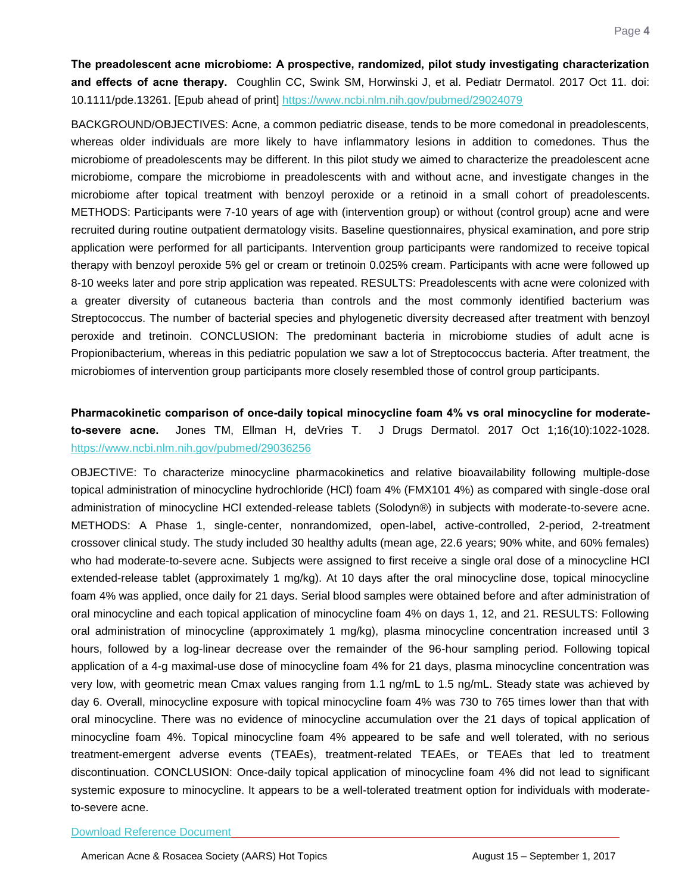**The preadolescent acne microbiome: A prospective, randomized, pilot study investigating characterization and effects of acne therapy.** Coughlin CC, Swink SM, Horwinski J, et al. Pediatr Dermatol. 2017 Oct 11. doi: 10.1111/pde.13261. [Epub ahead of print] https://www.ncbi.nlm.nih.gov/pubmed/29024079

BACKGROUND/OBJECTIVES: Acne, a common pediatric disease, tends to be more comedonal in preadolescents, whereas older individuals are more likely to have inflammatory lesions in addition to comedones. Thus the microbiome of preadolescents may be different. In this pilot study we aimed to characterize the preadolescent acne microbiome, compare the microbiome in preadolescents with and without acne, and investigate changes in the microbiome after topical treatment with benzoyl peroxide or a retinoid in a small cohort of preadolescents. METHODS: Participants were 7-10 years of age with (intervention group) or without (control group) acne and were recruited during routine outpatient dermatology visits. Baseline questionnaires, physical examination, and pore strip application were performed for all participants. Intervention group participants were randomized to receive topical therapy with benzoyl peroxide 5% gel or cream or tretinoin 0.025% cream. Participants with acne were followed up 8-10 weeks later and pore strip application was repeated. RESULTS: Preadolescents with acne were colonized with a greater diversity of cutaneous bacteria than controls and the most commonly identified bacterium was Streptococcus. The number of bacterial species and phylogenetic diversity decreased after treatment with benzoyl peroxide and tretinoin. CONCLUSION: The predominant bacteria in microbiome studies of adult acne is Propionibacterium, whereas in this pediatric population we saw a lot of Streptococcus bacteria. After treatment, the microbiomes of intervention group participants more closely resembled those of control group participants.

**Pharmacokinetic comparison of once-daily topical minocycline foam 4% vs oral minocycline for moderate-to-severe acne.** Jones TM, Ellman H, deVries T. J Drugs Dermatol. 2017 Oct 1;16(10):1022-1028. https://www.ncbi.nlm.nih.gov/pubmed/29036256

OBJECTIVE: To characterize minocycline pharmacokinetics and relative bioavailability following multiple-dose topical administration of minocycline hydrochloride (HCl) foam 4% (FMX101 4%) as compared with single-dose oral administration of minocycline HCl extended-release tablets (Solodyn®) in subjects with moderate-to-severe acne. METHODS: A Phase 1, single-center, nonrandomized, open-label, active-controlled, 2-period, 2-treatment crossover clinical study. The study included 30 healthy adults (mean age, 22.6 years; 90% white, and 60% females) who had moderate-to-severe acne. Subjects were assigned to first receive a single oral dose of a minocycline HCl extended-release tablet (approximately 1 mg/kg). At 10 days after the oral minocycline dose, topical minocycline foam 4% was applied, once daily for 21 days. Serial blood samples were obtained before and after administration of oral minocycline and each topical application of minocycline foam 4% on days 1, 12, and 21. RESULTS: Following oral administration of minocycline (approximately 1 mg/kg), plasma minocycline concentration increased until 3 hours, followed by a log-linear decrease over the remainder of the 96-hour sampling period. Following topical application of a 4-g maximal-use dose of minocycline foam 4% for 21 days, plasma minocycline concentration was very low, with geometric mean Cmax values ranging from 1.1 ng/mL to 1.5 ng/mL. Steady state was achieved by day 6. Overall, minocycline exposure with topical minocycline foam 4% was 730 to 765 times lower than that with oral minocycline. There was no evidence of minocycline accumulation over the 21 days of topical application of minocycline foam 4%. Topical minocycline foam 4% appeared to be safe and well tolerated, with no serious treatment-emergent adverse events (TEAEs), treatment-related TEAEs, or TEAEs that led to treatment discontinuation. CONCLUSION: Once-daily topical application of minocycline foam 4% did not lead to significant systemic exposure to minocycline. It appears to be a well-tolerated treatment option for individuals with moderate-to-severe acne.

Download Reference Document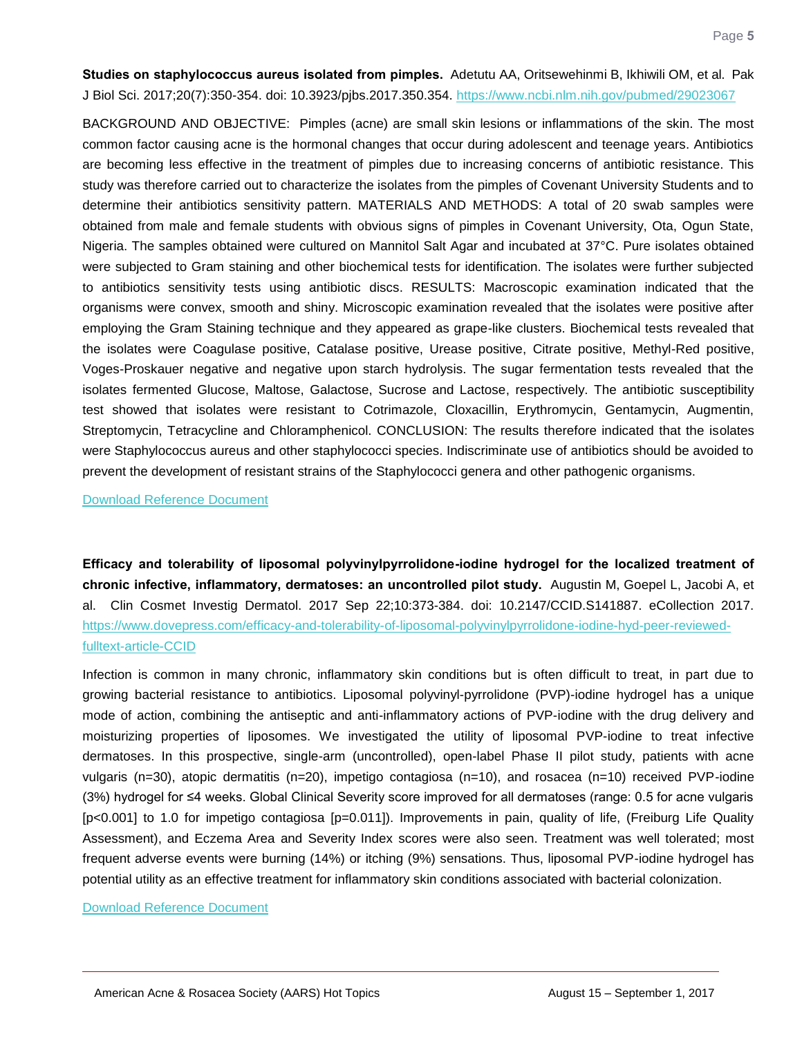**Studies on staphylococcus aureus isolated from pimples.** Adetutu AA, Oritsewehinmi B, Ikhiwili OM, et al. Pak J Biol Sci. 2017;20(7):350-354. doi: 10.3923/pjbs.2017.350.354. https://www.ncbi.nlm.nih.gov/pubmed/29023067

BACKGROUND AND OBJECTIVE: Pimples (acne) are small skin lesions or inflammations of the skin. The most common factor causing acne is the hormonal changes that occur during adolescent and teenage years. Antibiotics are becoming less effective in the treatment of pimples due to increasing concerns of antibiotic resistance. This study was therefore carried out to characterize the isolates from the pimples of Covenant University Students and to determine their antibiotics sensitivity pattern. MATERIALS AND METHODS: A total of 20 swab samples were obtained from male and female students with obvious signs of pimples in Covenant University, Ota, Ogun State, Nigeria. The samples obtained were cultured on Mannitol Salt Agar and incubated at 37°C. Pure isolates obtained were subjected to Gram staining and other biochemical tests for identification. The isolates were further subjected to antibiotics sensitivity tests using antibiotic discs. RESULTS: Macroscopic examination indicated that the organisms were convex, smooth and shiny. Microscopic examination revealed that the isolates were positive after employing the Gram Staining technique and they appeared as grape-like clusters. Biochemical tests revealed that the isolates were Coagulase positive, Catalase positive, Urease positive, Citrate positive, Methyl-Red positive, Voges-Proskauer negative and negative upon starch hydrolysis. The sugar fermentation tests revealed that the isolates fermented Glucose, Maltose, Galactose, Sucrose and Lactose, respectively. The antibiotic susceptibility test showed that isolates were resistant to Cotrimazole, Cloxacillin, Erythromycin, Gentamycin, Augmentin, Streptomycin, Tetracycline and Chloramphenicol. CONCLUSION: The results therefore indicated that the isolates were Staphylococcus aureus and other staphylococci species. Indiscriminate use of antibiotics should be avoided to prevent the development of resistant strains of the Staphylococci genera and other pathogenic organisms.

Download Reference Document

**Efficacy and tolerability of liposomal polyvinylpyrrolidone-iodine hydrogel for the localized treatment of chronic infective, inflammatory, dermatoses: an uncontrolled pilot study.** Augustin M, Goepel L, Jacobi A, et al. Clin Cosmet Investig Dermatol. 2017 Sep 22;10:373-384. doi: 10.2147/CCID.S141887. eCollection 2017. https://www.dovepress.com/efficacy-and-tolerability-of-liposomal-polyvinylpyrrolidone-iodine-hyd-peer-reviewed-fulltext-article-CCID

Infection is common in many chronic, inflammatory skin conditions but is often difficult to treat, in part due to growing bacterial resistance to antibiotics. Liposomal polyvinyl-pyrrolidone (PVP)-iodine hydrogel has a unique mode of action, combining the antiseptic and anti-inflammatory actions of PVP-iodine with the drug delivery and moisturizing properties of liposomes. We investigated the utility of liposomal PVP-iodine to treat infective dermatoses. In this prospective, single-arm (uncontrolled), open-label Phase II pilot study, patients with acne vulgaris (n=30), atopic dermatitis (n=20), impetigo contagiosa (n=10), and rosacea (n=10) received PVP-iodine (3%) hydrogel for ≤4 weeks. Global Clinical Severity score improved for all dermatoses (range: 0.5 for acne vulgaris [$p<0.001$] to 1.0 for impetigo contagiosa [$p=0.011$]). Improvements in pain, quality of life, (Freiburg Life Quality Assessment), and Eczema Area and Severity Index scores were also seen. Treatment was well tolerated; most frequent adverse events were burning (14%) or itching (9%) sensations. Thus, liposomal PVP-iodine hydrogel has potential utility as an effective treatment for inflammatory skin conditions associated with bacterial colonization.

Download Reference Document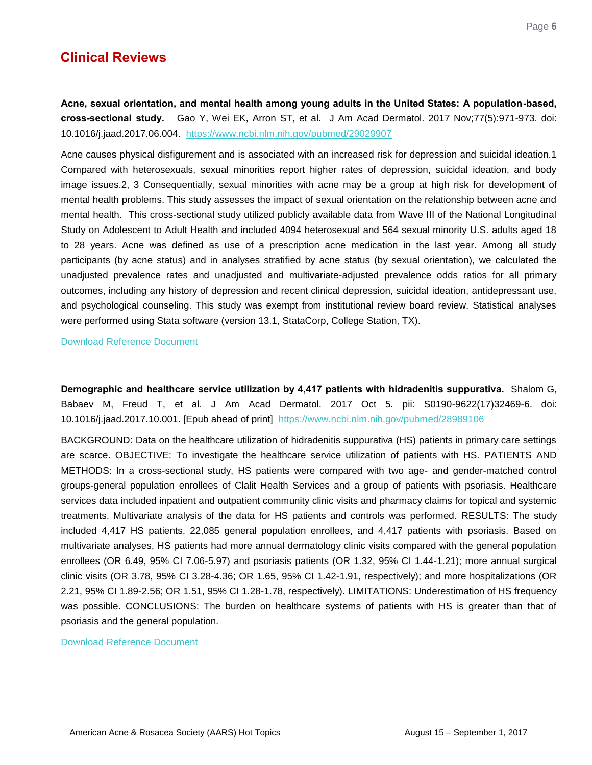## Clinical Reviews

**Acne, sexual orientation, and mental health among young adults in the United States: A population-based, cross-sectional study.** Gao Y, Wei EK, Arron ST, et al. J Am Acad Dermatol. 2017 Nov;77(5):971-973. doi: 10.1016/j.jaad.2017.06.004. https://www.ncbi.nlm.nih.gov/pubmed/29029907

Acne causes physical disfigurement and is associated with an increased risk for depression and suicidal ideation.1 Compared with heterosexuals, sexual minorities report higher rates of depression, suicidal ideation, and body image issues.2, 3 Consequentially, sexual minorities with acne may be a group at high risk for development of mental health problems. This study assesses the impact of sexual orientation on the relationship between acne and mental health. This cross-sectional study utilized publicly available data from Wave III of the National Longitudinal Study on Adolescent to Adult Health and included 4094 heterosexual and 564 sexual minority U.S. adults aged 18 to 28 years. Acne was defined as use of a prescription acne medication in the last year. Among all study participants (by acne status) and in analyses stratified by acne status (by sexual orientation), we calculated the unadjusted prevalence rates and unadjusted and multivariate-adjusted prevalence odds ratios for all primary outcomes, including any history of depression and recent clinical depression, suicidal ideation, antidepressant use, and psychological counseling. This study was exempt from institutional review board review. Statistical analyses were performed using Stata software (version 13.1, StataCorp, College Station, TX).

Download Reference Document

**Demographic and healthcare service utilization by 4,417 patients with hidradenitis suppurativa.** Shalom G, Babaev M, Freud T, et al. J Am Acad Dermatol. 2017 Oct 5. pii: S0190-9622(17)32469-6. doi: 10.1016/j.jaad.2017.10.001. [Epub ahead of print] https://www.ncbi.nlm.nih.gov/pubmed/28989106

BACKGROUND: Data on the healthcare utilization of hidradenitis suppurativa (HS) patients in primary care settings are scarce. OBJECTIVE: To investigate the healthcare service utilization of patients with HS. PATIENTS AND METHODS: In a cross-sectional study, HS patients were compared with two age- and gender-matched control groups-general population enrollees of Clalit Health Services and a group of patients with psoriasis. Healthcare services data included inpatient and outpatient community clinic visits and pharmacy claims for topical and systemic treatments. Multivariate analysis of the data for HS patients and controls was performed. RESULTS: The study included 4,417 HS patients, 22,085 general population enrollees, and 4,417 patients with psoriasis. Based on multivariate analyses, HS patients had more annual dermatology clinic visits compared with the general population enrollees (OR 6.49, 95% CI 7.06-5.97) and psoriasis patients (OR 1.32, 95% CI 1.44-1.21); more annual surgical clinic visits (OR 3.78, 95% CI 3.28-4.36; OR 1.65, 95% CI 1.42-1.91, respectively); and more hospitalizations (OR 2.21, 95% CI 1.89-2.56; OR 1.51, 95% CI 1.28-1.78, respectively). LIMITATIONS: Underestimation of HS frequency was possible. CONCLUSIONS: The burden on healthcare systems of patients with HS is greater than that of psoriasis and the general population.

Download Reference Document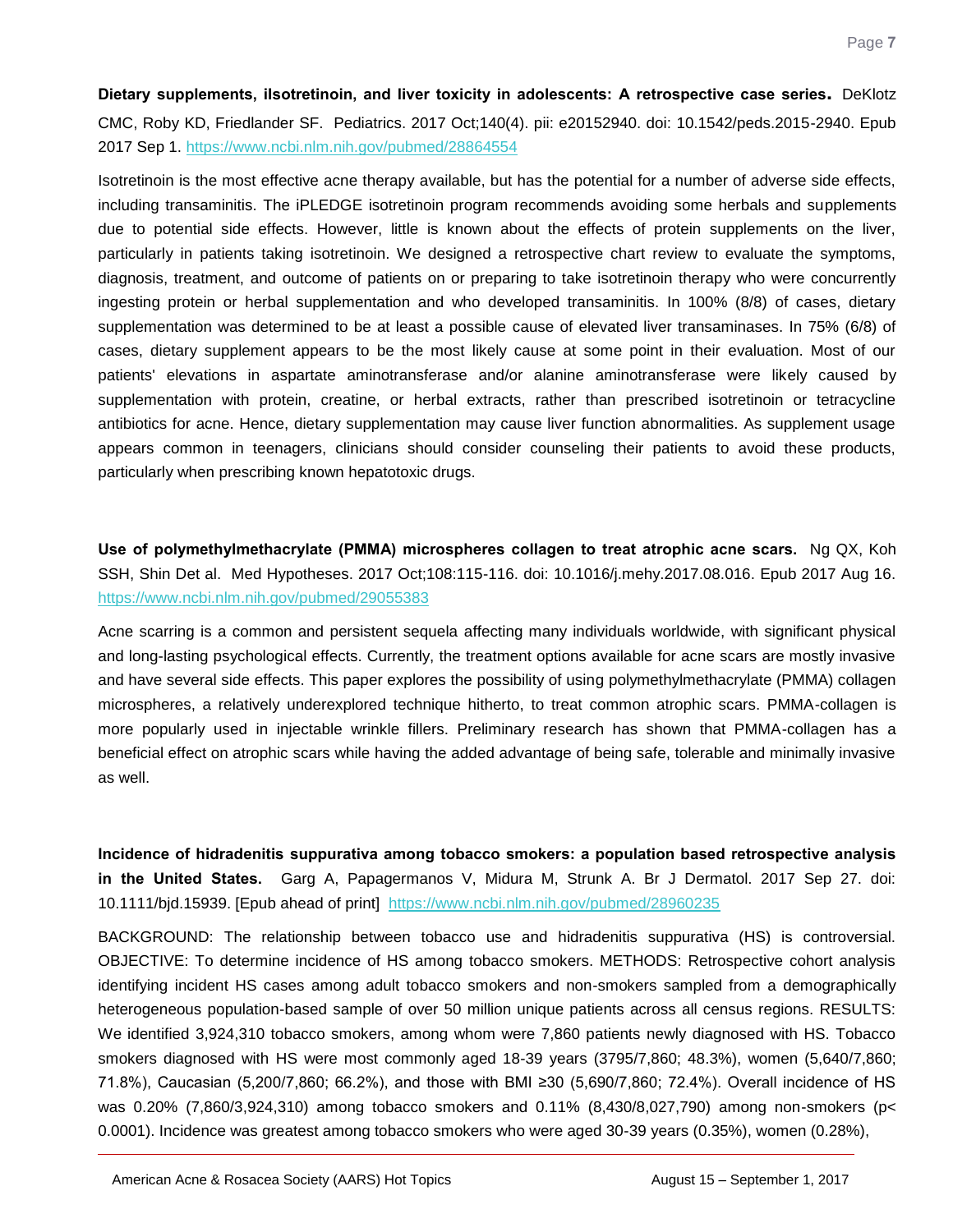**Dietary supplements, iIsotretinoin, and liver toxicity in adolescents: A retrospective case series.** DeKlotz CMC, Roby KD, Friedlander SF. Pediatrics. 2017 Oct;140(4). pii: e20152940. doi: 10.1542/peds.2015-2940. Epub 2017 Sep 1. https://www.ncbi.nlm.nih.gov/pubmed/28864554

Isotretinoin is the most effective acne therapy available, but has the potential for a number of adverse side effects, including transaminitis. The iPLEDGE isotretinoin program recommends avoiding some herbals and supplements due to potential side effects. However, little is known about the effects of protein supplements on the liver, particularly in patients taking isotretinoin. We designed a retrospective chart review to evaluate the symptoms, diagnosis, treatment, and outcome of patients on or preparing to take isotretinoin therapy who were concurrently ingesting protein or herbal supplementation and who developed transaminitis. In 100% (8/8) of cases, dietary supplementation was determined to be at least a possible cause of elevated liver transaminases. In 75% (6/8) of cases, dietary supplement appears to be the most likely cause at some point in their evaluation. Most of our patients' elevations in aspartate aminotransferase and/or alanine aminotransferase were likely caused by supplementation with protein, creatine, or herbal extracts, rather than prescribed isotretinoin or tetracycline antibiotics for acne. Hence, dietary supplementation may cause liver function abnormalities. As supplement usage appears common in teenagers, clinicians should consider counseling their patients to avoid these products, particularly when prescribing known hepatotoxic drugs.

**Use of polymethylmethacrylate (PMMA) microspheres collagen to treat atrophic acne scars.** Ng QX, Koh SSH, Shin Det al. Med Hypotheses. 2017 Oct;108:115-116. doi: 10.1016/j.mehy.2017.08.016. Epub 2017 Aug 16. https://www.ncbi.nlm.nih.gov/pubmed/29055383

Acne scarring is a common and persistent sequela affecting many individuals worldwide, with significant physical and long-lasting psychological effects. Currently, the treatment options available for acne scars are mostly invasive and have several side effects. This paper explores the possibility of using polymethylmethacrylate (PMMA) collagen microspheres, a relatively underexplored technique hitherto, to treat common atrophic scars. PMMA-collagen is more popularly used in injectable wrinkle fillers. Preliminary research has shown that PMMA-collagen has a beneficial effect on atrophic scars while having the added advantage of being safe, tolerable and minimally invasive as well.

**Incidence of hidradenitis suppurativa among tobacco smokers: a population based retrospective analysis in the United States.** Garg A, Papagermanos V, Midura M, Strunk A. Br J Dermatol. 2017 Sep 27. doi: 10.1111/bjd.15939. [Epub ahead of print] https://www.ncbi.nlm.nih.gov/pubmed/28960235

BACKGROUND: The relationship between tobacco use and hidradenitis suppurativa (HS) is controversial. OBJECTIVE: To determine incidence of HS among tobacco smokers. METHODS: Retrospective cohort analysis identifying incident HS cases among adult tobacco smokers and non-smokers sampled from a demographically heterogeneous population-based sample of over 50 million unique patients across all census regions. RESULTS: We identified 3,924,310 tobacco smokers, among whom were 7,860 patients newly diagnosed with HS. Tobacco smokers diagnosed with HS were most commonly aged 18-39 years (3795/7,860; 48.3%), women (5,640/7,860; 71.8%), Caucasian (5,200/7,860; 66.2%), and those with BMI ≥30 (5,690/7,860; 72.4%). Overall incidence of HS was 0.20% (7,860/3,924,310) among tobacco smokers and 0.11% (8,430/8,027,790) among non-smokers ($p < 0.0001$). Incidence was greatest among tobacco smokers who were aged 30-39 years (0.35%), women (0.28%),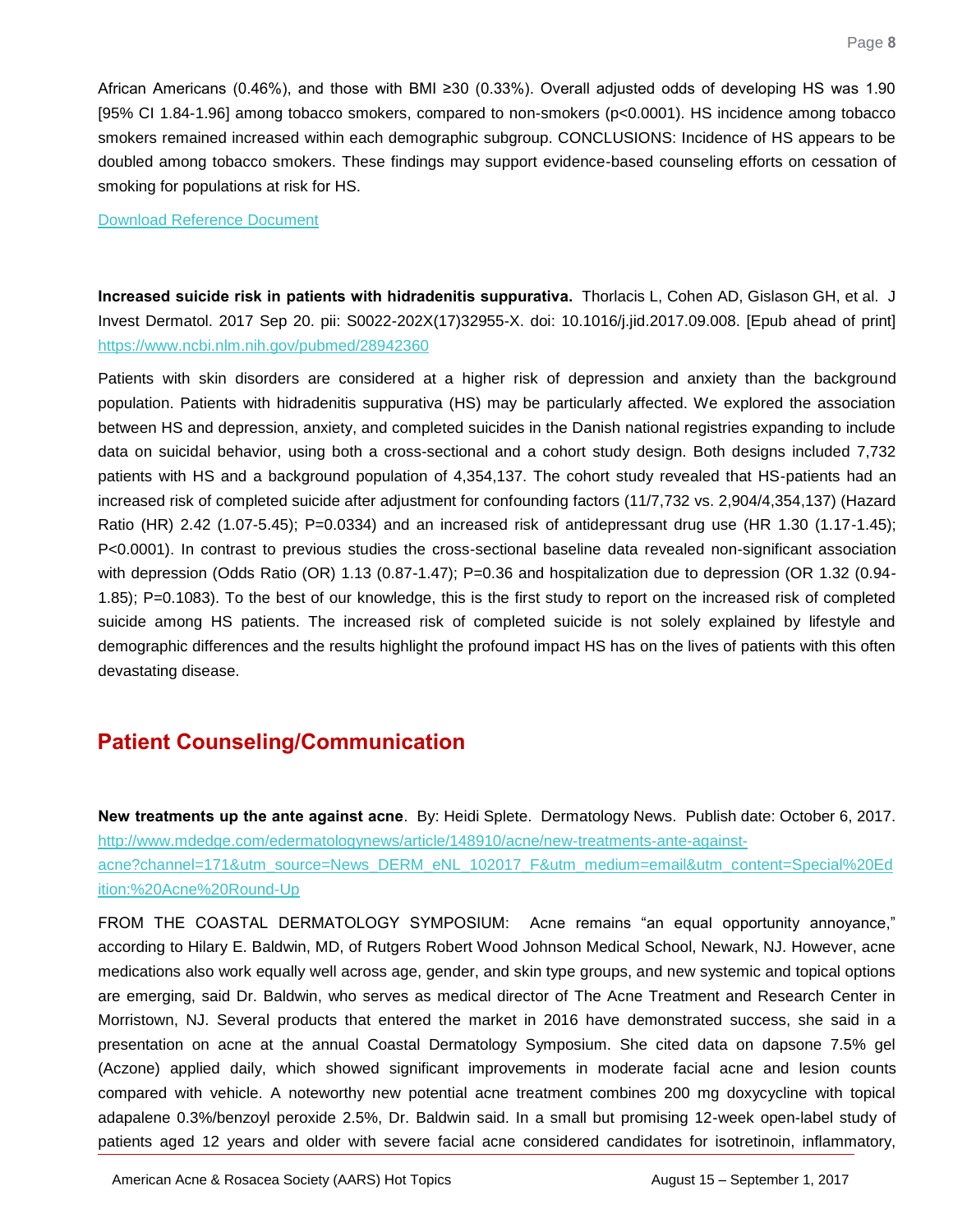African Americans (0.46%), and those with BMI ≥30 (0.33%). Overall adjusted odds of developing HS was 1.90 [95% CI 1.84-1.96] among tobacco smokers, compared to non-smokers (p<0.0001). HS incidence among tobacco smokers remained increased within each demographic subgroup. CONCLUSIONS: Incidence of HS appears to be doubled among tobacco smokers. These findings may support evidence-based counseling efforts on cessation of smoking for populations at risk for HS.

[Download Reference Document]

**Increased suicide risk in patients with hidradenitis suppurativa.** Thorlacis L, Cohen AD, Gislason GH, et al. J Invest Dermatol. 2017 Sep 20. pii: S0022-202X(17)32955-X. doi: 10.1016/j.jid.2017.09.008. [Epub ahead of print] https://www.ncbi.nlm.nih.gov/pubmed/28942360

Patients with skin disorders are considered at a higher risk of depression and anxiety than the background population. Patients with hidradenitis suppurativa (HS) may be particularly affected. We explored the association between HS and depression, anxiety, and completed suicides in the Danish national registries expanding to include data on suicidal behavior, using both a cross-sectional and a cohort study design. Both designs included 7,732 patients with HS and a background population of 4,354,137. The cohort study revealed that HS-patients had an increased risk of completed suicide after adjustment for confounding factors (11/7,732 vs. 2,904/4,354,137) (Hazard Ratio (HR) 2.42 (1.07-5.45); P=0.0334) and an increased risk of antidepressant drug use (HR 1.30 (1.17-1.45); P<0.0001). In contrast to previous studies the cross-sectional baseline data revealed non-significant association with depression (Odds Ratio (OR) 1.13 (0.87-1.47); P=0.36 and hospitalization due to depression (OR 1.32 (0.94-1.85); P=0.1083). To the best of our knowledge, this is the first study to report on the increased risk of completed suicide among HS patients. The increased risk of completed suicide is not solely explained by lifestyle and demographic differences and the results highlight the profound impact HS has on the lives of patients with this often devastating disease.

## Patient Counseling/Communication

**New treatments up the ante against acne**. By: Heidi Splete. Dermatology News. Publish date: October 6, 2017. http://www.mdedge.com/edermatologynews/article/148910/acne/new-treatments-ante-against-acne?channel=171&utm_source=News_DERM_eNL_102017_F&utm_medium=email&utm_content=Special%20Edition:%20Acne%20Round-Up

FROM THE COASTAL DERMATOLOGY SYMPOSIUM: Acne remains "an equal opportunity annoyance," according to Hilary E. Baldwin, MD, of Rutgers Robert Wood Johnson Medical School, Newark, NJ. However, acne medications also work equally well across age, gender, and skin type groups, and new systemic and topical options are emerging, said Dr. Baldwin, who serves as medical director of The Acne Treatment and Research Center in Morristown, NJ. Several products that entered the market in 2016 have demonstrated success, she said in a presentation on acne at the annual Coastal Dermatology Symposium. She cited data on dapsone 7.5% gel (Aczone) applied daily, which showed significant improvements in moderate facial acne and lesion counts compared with vehicle. A noteworthy new potential acne treatment combines 200 mg doxycycline with topical adapalene 0.3%/benzoyl peroxide 2.5%, Dr. Baldwin said. In a small but promising 12-week open-label study of patients aged 12 years and older with severe facial acne considered candidates for isotretinoin, inflammatory,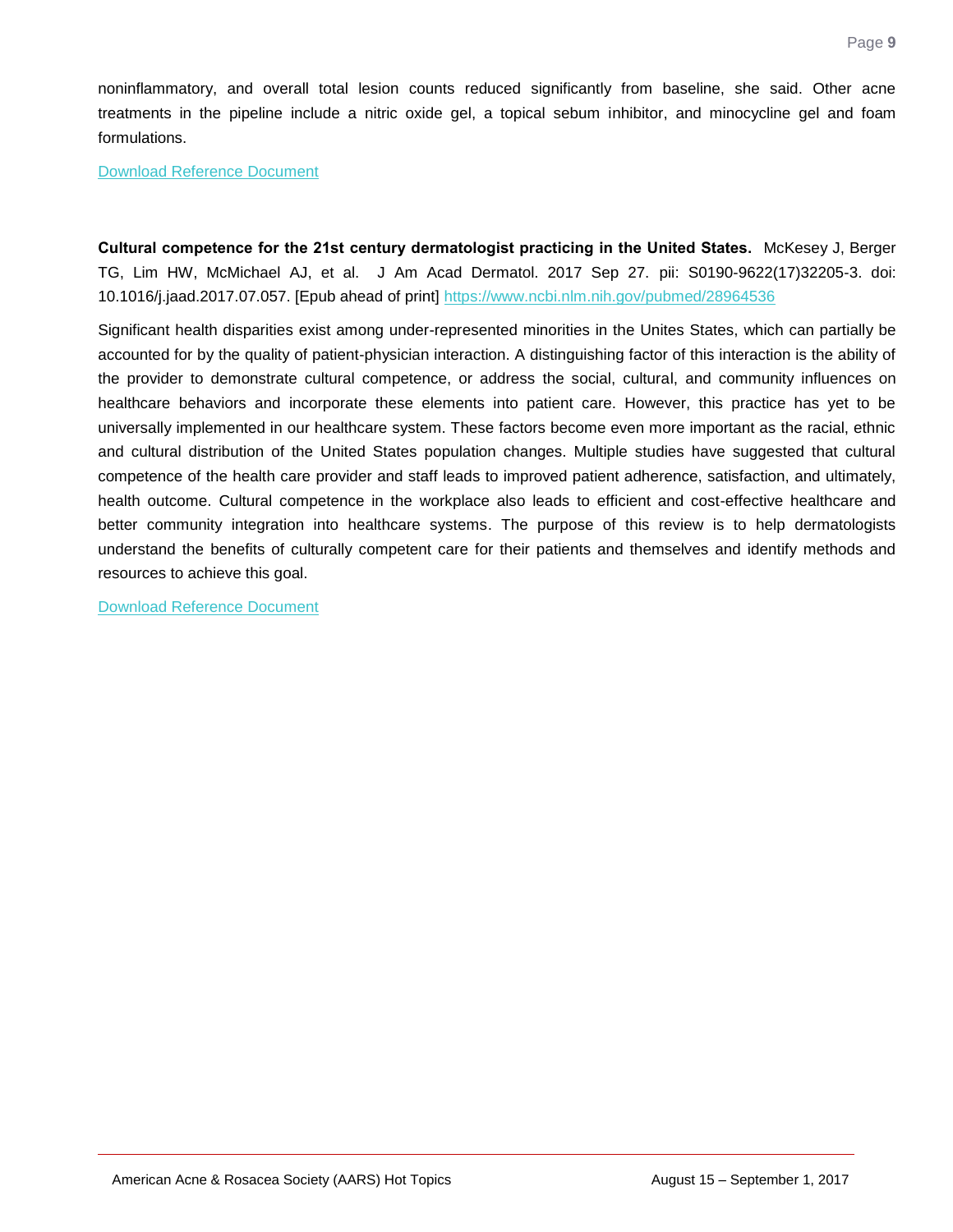noninflammatory, and overall total lesion counts reduced significantly from baseline, she said. Other acne treatments in the pipeline include a nitric oxide gel, a topical sebum inhibitor, and minocycline gel and foam formulations.

[Download Reference Document]

**Cultural competence for the 21st century dermatologist practicing in the United States.** McKesey J, Berger TG, Lim HW, McMichael AJ, et al. J Am Acad Dermatol. 2017 Sep 27. pii: S0190-9622(17)32205-3. doi: 10.1016/j.jaad.2017.07.057. [Epub ahead of print] https://www.ncbi.nlm.nih.gov/pubmed/28964536

Significant health disparities exist among under-represented minorities in the Unites States, which can partially be accounted for by the quality of patient-physician interaction. A distinguishing factor of this interaction is the ability of the provider to demonstrate cultural competence, or address the social, cultural, and community influences on healthcare behaviors and incorporate these elements into patient care. However, this practice has yet to be universally implemented in our healthcare system. These factors become even more important as the racial, ethnic and cultural distribution of the United States population changes. Multiple studies have suggested that cultural competence of the health care provider and staff leads to improved patient adherence, satisfaction, and ultimately, health outcome. Cultural competence in the workplace also leads to efficient and cost-effective healthcare and better community integration into healthcare systems. The purpose of this review is to help dermatologists understand the benefits of culturally competent care for their patients and themselves and identify methods and resources to achieve this goal.

[Download Reference Document]